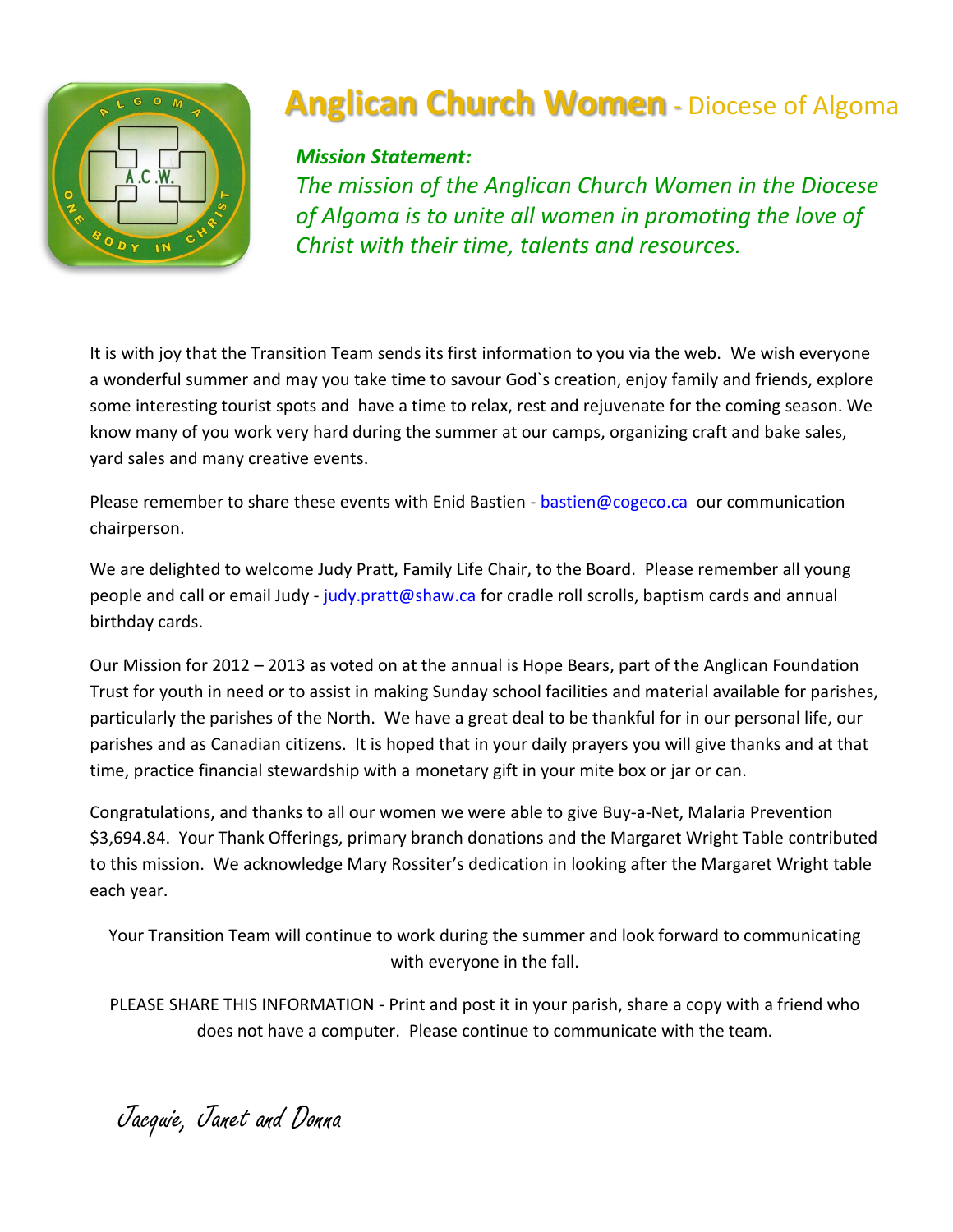# Anglican Church Women - Diocese of Algoma

***Mission Statement:***

*The mission of the Anglican Church Women in the Diocese of Algoma is to unite all women in promoting the love of Christ with their time, talents and resources.*

It is with joy that the Transition Team sends its first information to you via the web. We wish everyone a wonderful summer and may you take time to savour God`s creation, enjoy family and friends, explore some interesting tourist spots and have a time to relax, rest and rejuvenate for the coming season. We know many of you work very hard during the summer at our camps, organizing craft and bake sales, yard sales and many creative events.

Please remember to share these events with Enid Bastien - bastien@cogeco.ca our communication chairperson.

We are delighted to welcome Judy Pratt, Family Life Chair, to the Board. Please remember all young people and call or email Judy - judy.pratt@shaw.ca for cradle roll scrolls, baptism cards and annual birthday cards.

Our Mission for 2012 – 2013 as voted on at the annual is Hope Bears, part of the Anglican Foundation Trust for youth in need or to assist in making Sunday school facilities and material available for parishes, particularly the parishes of the North. We have a great deal to be thankful for in our personal life, our parishes and as Canadian citizens. It is hoped that in your daily prayers you will give thanks and at that time, practice financial stewardship with a monetary gift in your mite box or jar or can.

Congratulations, and thanks to all our women we were able to give Buy-a-Net, Malaria Prevention $3,694.84. Your Thank Offerings, primary branch donations and the Margaret Wright Table contributed to this mission. We acknowledge Mary Rossiter's dedication in looking after the Margaret Wright table each year.

Your Transition Team will continue to work during the summer and look forward to communicating with everyone in the fall.

PLEASE SHARE THIS INFORMATION - Print and post it in your parish, share a copy with a friend who does not have a computer. Please continue to communicate with the team.

Jacquie, Janet and Donna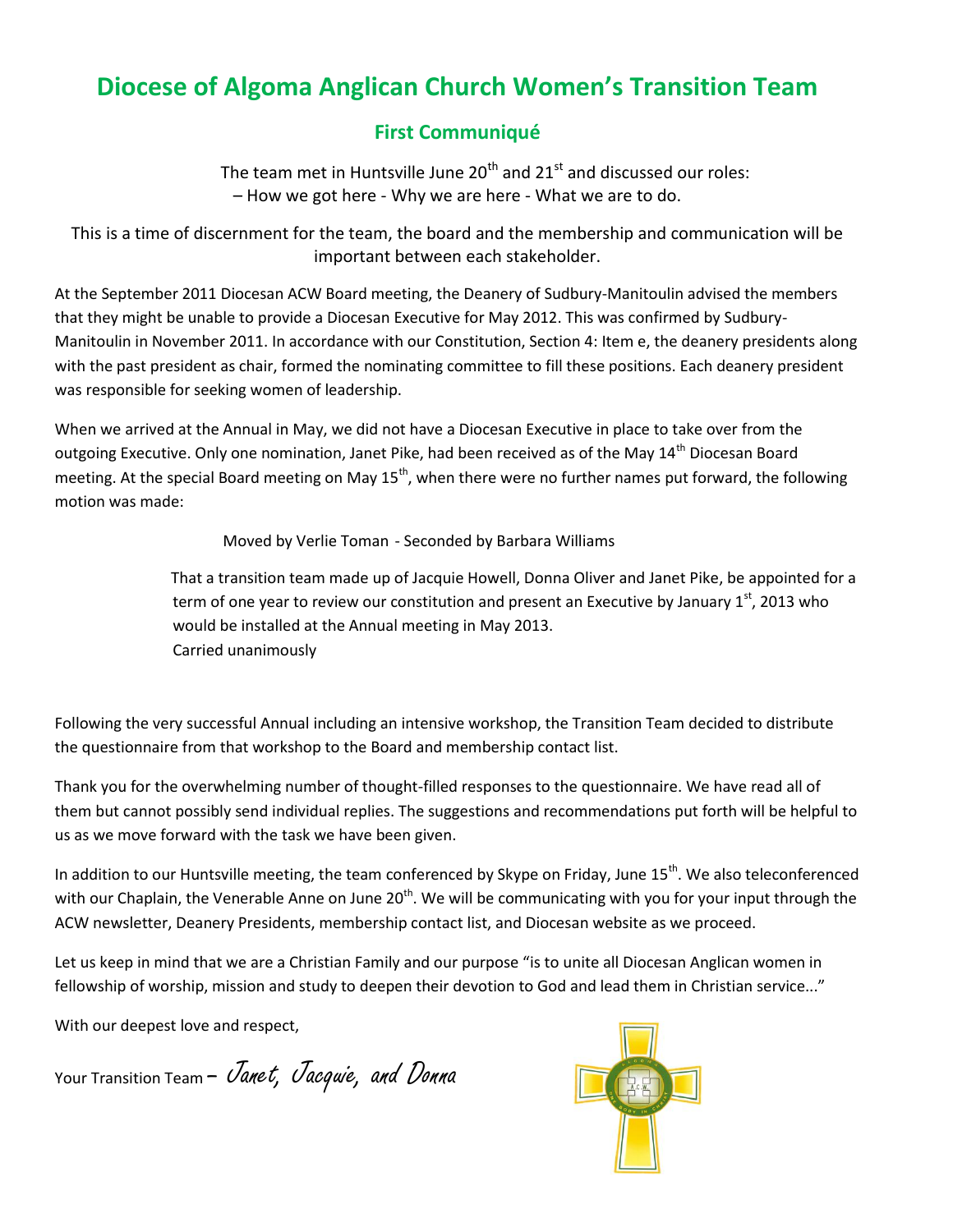# Diocese of Algoma Anglican Church Women's Transition Team

## First Communiqué

The team met in Huntsville June 20th and 21st and discussed our roles:
– How we got here - Why we are here - What we are to do.

This is a time of discernment for the team, the board and the membership and communication will be important between each stakeholder.

At the September 2011 Diocesan ACW Board meeting, the Deanery of Sudbury-Manitoulin advised the members that they might be unable to provide a Diocesan Executive for May 2012. This was confirmed by Sudbury-Manitoulin in November 2011. In accordance with our Constitution, Section 4: Item e, the deanery presidents along with the past president as chair, formed the nominating committee to fill these positions. Each deanery president was responsible for seeking women of leadership.

When we arrived at the Annual in May, we did not have a Diocesan Executive in place to take over from the outgoing Executive. Only one nomination, Janet Pike, had been received as of the May 14th Diocesan Board meeting. At the special Board meeting on May 15th, when there were no further names put forward, the following motion was made:

Moved by Verlie Toman - Seconded by Barbara Williams

That a transition team made up of Jacquie Howell, Donna Oliver and Janet Pike, be appointed for a term of one year to review our constitution and present an Executive by January 1st, 2013 who would be installed at the Annual meeting in May 2013.
Carried unanimously

Following the very successful Annual including an intensive workshop, the Transition Team decided to distribute the questionnaire from that workshop to the Board and membership contact list.

Thank you for the overwhelming number of thought-filled responses to the questionnaire. We have read all of them but cannot possibly send individual replies. The suggestions and recommendations put forth will be helpful to us as we move forward with the task we have been given.

In addition to our Huntsville meeting, the team conferenced by Skype on Friday, June 15th. We also teleconferenced with our Chaplain, the Venerable Anne on June 20th. We will be communicating with you for your input through the ACW newsletter, Deanery Presidents, membership contact list, and Diocesan website as we proceed.

Let us keep in mind that we are a Christian Family and our purpose "is to unite all Diocesan Anglican women in fellowship of worship, mission and study to deepen their devotion to God and lead them in Christian service..."

With our deepest love and respect,

Your Transition Team – *Janet, Jacquie, and Donna*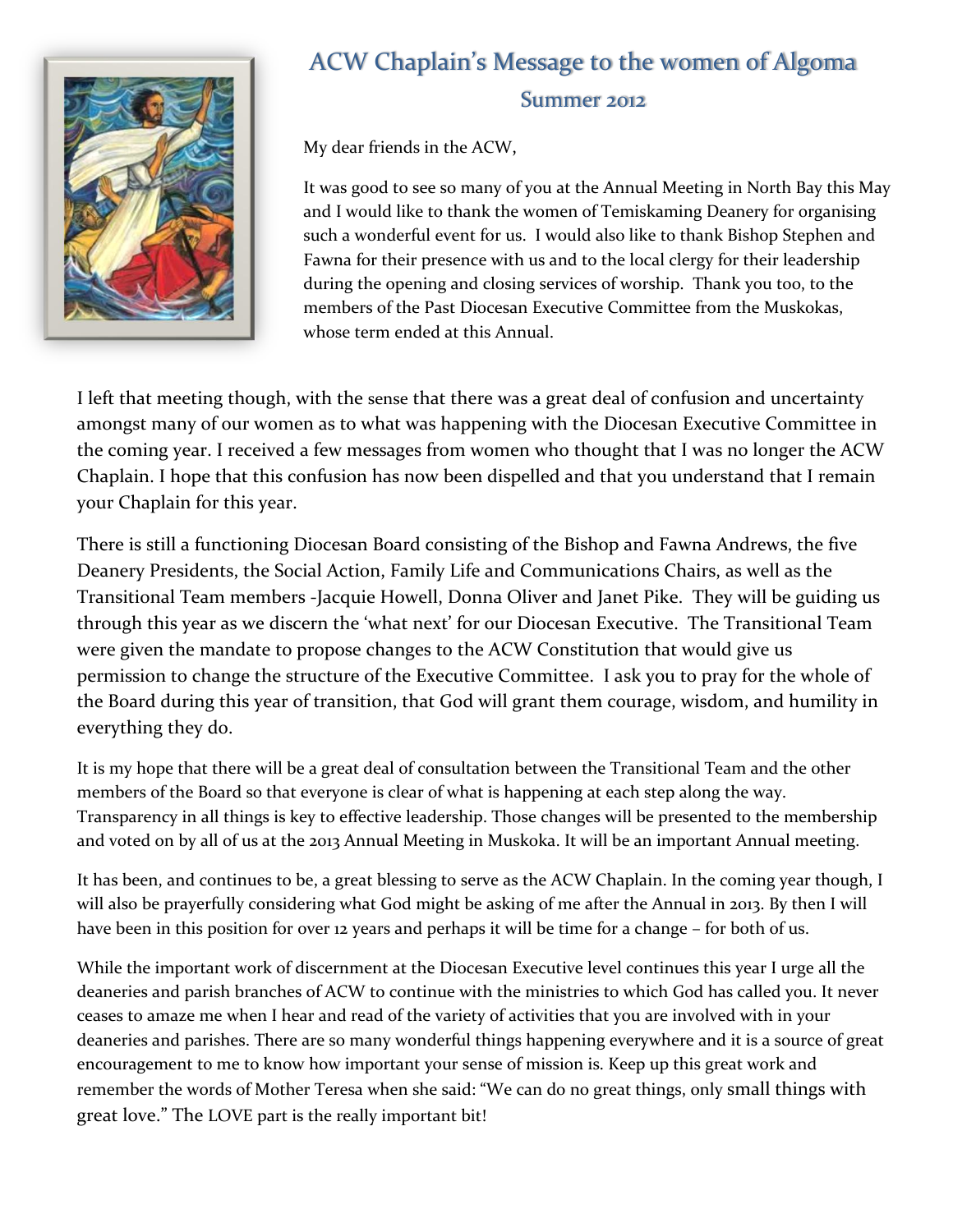# ACW Chaplain's Message to the women of Algoma

## Summer 2012

My dear friends in the ACW,

It was good to see so many of you at the Annual Meeting in North Bay this May and I would like to thank the women of Temiskaming Deanery for organising such a wonderful event for us. I would also like to thank Bishop Stephen and Fawna for their presence with us and to the local clergy for their leadership during the opening and closing services of worship. Thank you too, to the members of the Past Diocesan Executive Committee from the Muskokas, whose term ended at this Annual.

I left that meeting though, with the sense that there was a great deal of confusion and uncertainty amongst many of our women as to what was happening with the Diocesan Executive Committee in the coming year. I received a few messages from women who thought that I was no longer the ACW Chaplain. I hope that this confusion has now been dispelled and that you understand that I remain your Chaplain for this year.

There is still a functioning Diocesan Board consisting of the Bishop and Fawna Andrews, the five Deanery Presidents, the Social Action, Family Life and Communications Chairs, as well as the Transitional Team members -Jacquie Howell, Donna Oliver and Janet Pike. They will be guiding us through this year as we discern the 'what next' for our Diocesan Executive. The Transitional Team were given the mandate to propose changes to the ACW Constitution that would give us permission to change the structure of the Executive Committee. I ask you to pray for the whole of the Board during this year of transition, that God will grant them courage, wisdom, and humility in everything they do.

It is my hope that there will be a great deal of consultation between the Transitional Team and the other members of the Board so that everyone is clear of what is happening at each step along the way. Transparency in all things is key to effective leadership. Those changes will be presented to the membership and voted on by all of us at the 2013 Annual Meeting in Muskoka. It will be an important Annual meeting.

It has been, and continues to be, a great blessing to serve as the ACW Chaplain. In the coming year though, I will also be prayerfully considering what God might be asking of me after the Annual in 2013. By then I will have been in this position for over 12 years and perhaps it will be time for a change – for both of us.

While the important work of discernment at the Diocesan Executive level continues this year I urge all the deaneries and parish branches of ACW to continue with the ministries to which God has called you. It never ceases to amaze me when I hear and read of the variety of activities that you are involved with in your deaneries and parishes. There are so many wonderful things happening everywhere and it is a source of great encouragement to me to know how important your sense of mission is. Keep up this great work and remember the words of Mother Teresa when she said: "We can do no great things, only small things with great love." The LOVE part is the really important bit!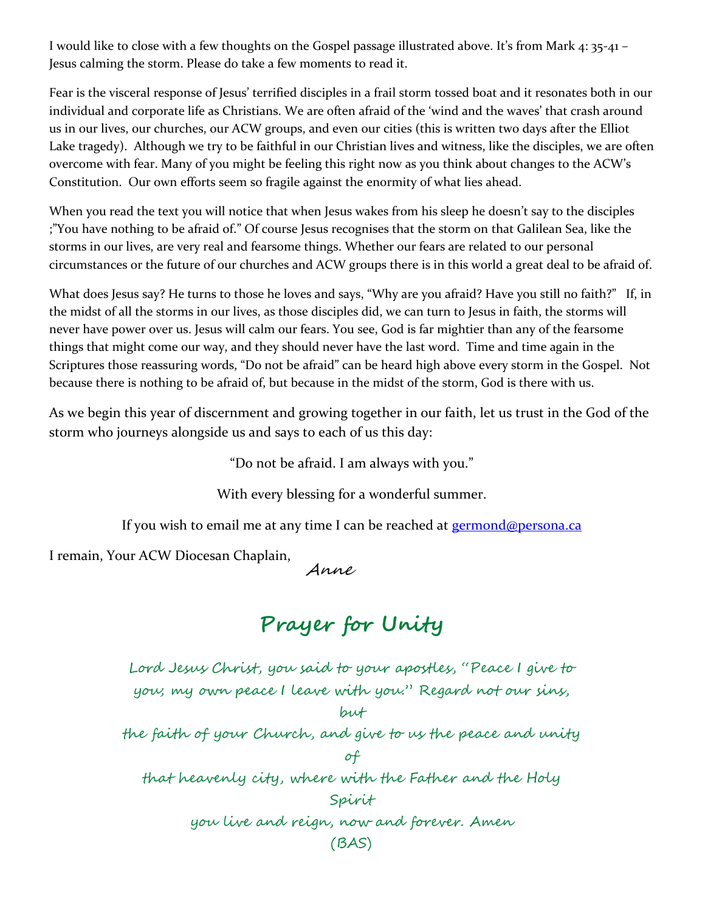I would like to close with a few thoughts on the Gospel passage illustrated above. It's from Mark 4: 35-41 – Jesus calming the storm. Please do take a few moments to read it.

Fear is the visceral response of Jesus' terrified disciples in a frail storm tossed boat and it resonates both in our individual and corporate life as Christians. We are often afraid of the 'wind and the waves' that crash around us in our lives, our churches, our ACW groups, and even our cities (this is written two days after the Elliot Lake tragedy). Although we try to be faithful in our Christian lives and witness, like the disciples, we are often overcome with fear. Many of you might be feeling this right now as you think about changes to the ACW's Constitution. Our own efforts seem so fragile against the enormity of what lies ahead.

When you read the text you will notice that when Jesus wakes from his sleep he doesn't say to the disciples ;"You have nothing to be afraid of." Of course Jesus recognises that the storm on that Galilean Sea, like the storms in our lives, are very real and fearsome things. Whether our fears are related to our personal circumstances or the future of our churches and ACW groups there is in this world a great deal to be afraid of.

What does Jesus say? He turns to those he loves and says, "Why are you afraid? Have you still no faith?" If, in the midst of all the storms in our lives, as those disciples did, we can turn to Jesus in faith, the storms will never have power over us. Jesus will calm our fears. You see, God is far mightier than any of the fearsome things that might come our way, and they should never have the last word. Time and time again in the Scriptures those reassuring words, "Do not be afraid" can be heard high above every storm in the Gospel. Not because there is nothing to be afraid of, but because in the midst of the storm, God is there with us.

As we begin this year of discernment and growing together in our faith, let us trust in the God of the storm who journeys alongside us and says to each of us this day:

"Do not be afraid. I am always with you."

With every blessing for a wonderful summer.

If you wish to email me at any time I can be reached at germond@persona.ca

I remain, Your ACW Diocesan Chaplain,

*Anne*

# Prayer for Unity

*Lord Jesus Christ, you said to your apostles, "Peace I give to you; my own peace I leave with you." Regard not our sins, but the faith of your Church, and give to us the peace and unity of that heavenly city, where with the Father and the Holy Spirit you live and reign, now and forever. Amen*

*(BAS)*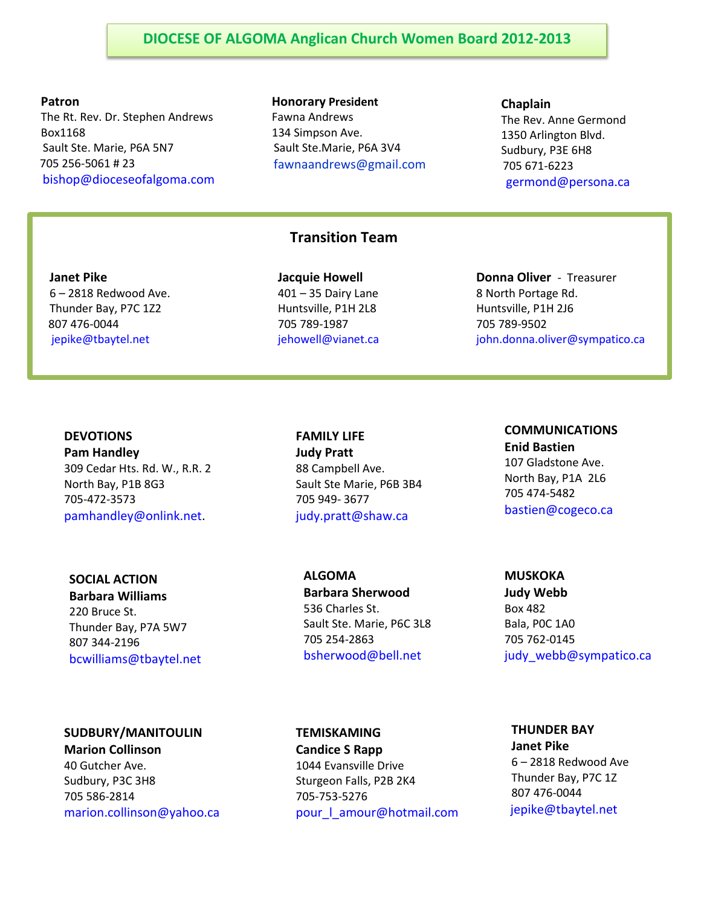# DIOCESE OF ALGOMA Anglican Church Women Board 2012-2013

**Patron**
The Rt. Rev. Dr. Stephen Andrews
Box1168
Sault Ste. Marie, P6A 5N7
705 256-5061 # 23
bishop@dioceseofalgoma.com

**Honorary President**
Fawna Andrews
134 Simpson Ave.
Sault Ste.Marie, P6A 3V4
fawnaandrews@gmail.com

**Chaplain**
The Rev. Anne Germond
1350 Arlington Blvd.
Sudbury, P3E 6H8
705 671-6223
germond@persona.ca

## Transition Team

**Janet Pike**
6 – 2818 Redwood Ave.
Thunder Bay, P7C 1Z2
807 476-0044
jepike@tbaytel.net

**Jacquie Howell**
401 – 35 Dairy Lane
Huntsville, P1H 2L8
705 789-1987
jehowell@vianet.ca

**Donna Oliver** - Treasurer
8 North Portage Rd.
Huntsville, P1H 2J6
705 789-9502
john.donna.oliver@sympatico.ca

**DEVOTIONS**
**Pam Handley**
309 Cedar Hts. Rd. W., R.R. 2
North Bay, P1B 8G3
705-472-3573
pamhandley@onlink.net.

**FAMILY LIFE**
**Judy Pratt**
88 Campbell Ave.
Sault Ste Marie, P6B 3B4
705 949- 3677
judy.pratt@shaw.ca

**COMMUNICATIONS**
**Enid Bastien**
107 Gladstone Ave.
North Bay, P1A 2L6
705 474-5482
bastien@cogeco.ca

**SOCIAL ACTION**
**Barbara Williams**
220 Bruce St.
Thunder Bay, P7A 5W7
807 344-2196
bcwilliams@tbaytel.net

**ALGOMA**
**Barbara Sherwood**
536 Charles St.
Sault Ste. Marie, P6C 3L8
705 254-2863
bsherwood@bell.net

**MUSKOKA**
**Judy Webb**
Box 482
Bala, P0C 1A0
705 762-0145
judy_webb@sympatico.ca

**SUDBURY/MANITOULIN**
**Marion Collinson**
40 Gutcher Ave.
Sudbury, P3C 3H8
705 586-2814
marion.collinson@yahoo.ca

**TEMISKAMING**
**Candice S Rapp**
1044 Evansville Drive
Sturgeon Falls, P2B 2K4
705-753-5276
pour_l_amour@hotmail.com

**THUNDER BAY**
**Janet Pike**
6 – 2818 Redwood Ave
Thunder Bay, P7C 1Z
807 476-0044
jepike@tbaytel.net